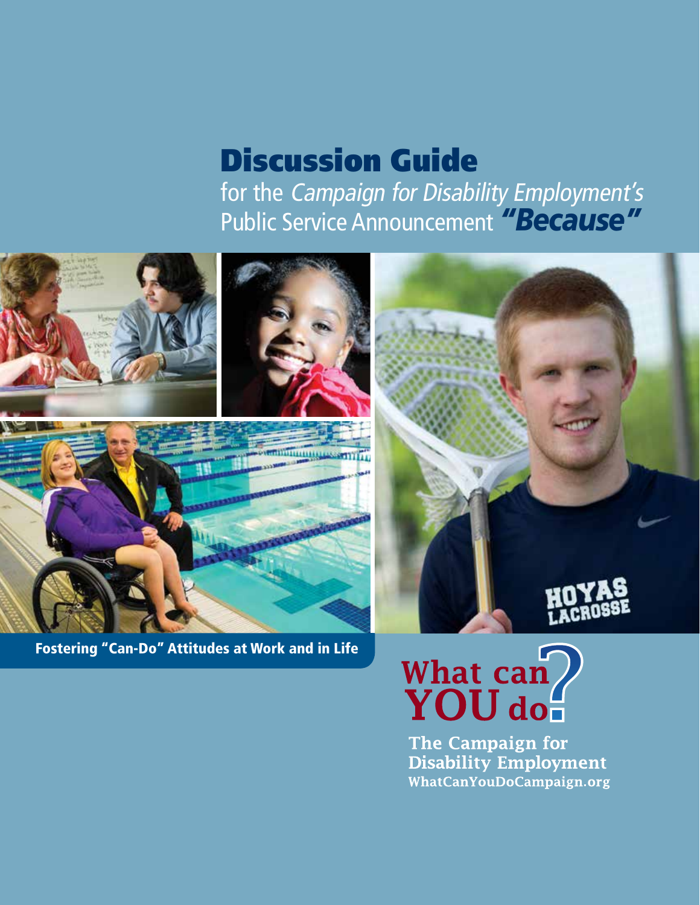# Discussion Guide

for the *Campaign for Disability Employment's* Public Service Announcement ***"Because"***

**Fostering "Can-Do" Attitudes at Work and in Life**

**What can YOU do?**

**The Campaign for Disability Employment**
**WhatCanYouDoCampaign.org**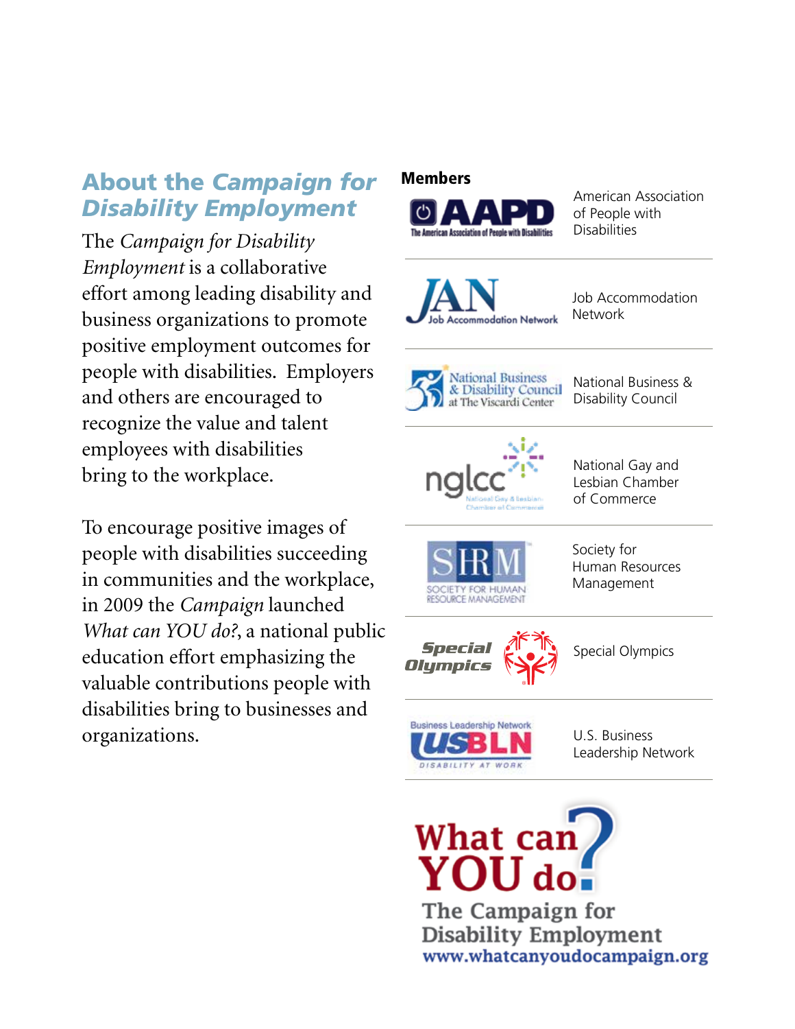## About the *Campaign for Disability Employment*

The *Campaign for Disability Employment* is a collaborative effort among leading disability and business organizations to promote positive employment outcomes for people with disabilities. Employers and others are encouraged to recognize the value and talent employees with disabilities bring to the workplace.

To encourage positive images of people with disabilities succeeding in communities and the workplace, in 2009 the *Campaign* launched *What can YOU do?*, a national public education effort emphasizing the valuable contributions people with disabilities bring to businesses and organizations.

**Members**

- American Association of People with Disabilities
- Job Accommodation Network
- National Business & Disability Council
- National Gay and Lesbian Chamber of Commerce
- Society for Human Resources Management
- Special Olympics
- U.S. Business Leadership Network

What can YOU do?

The Campaign for Disability Employment

www.whatcanyoudocampaign.org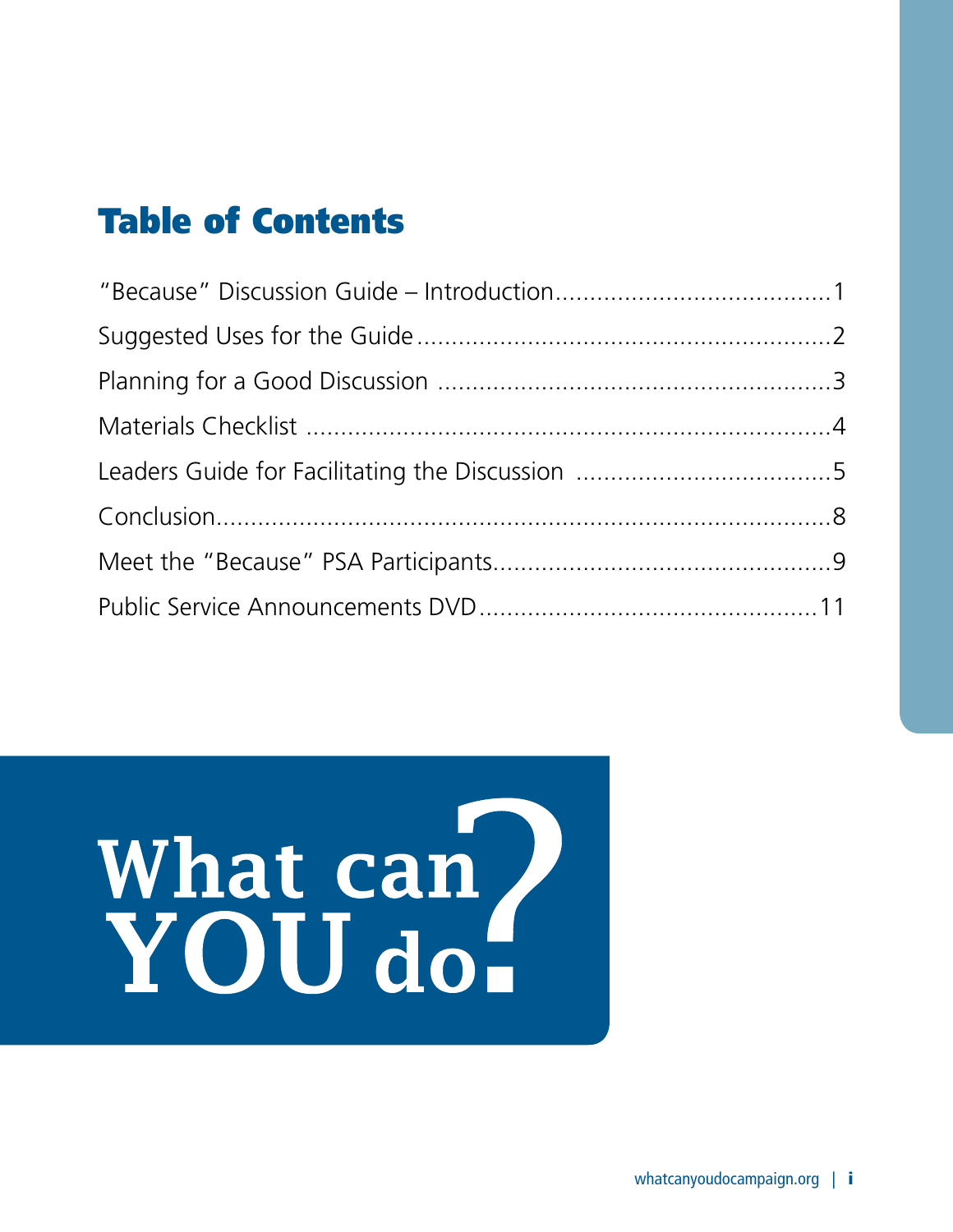# Table of Contents

| | |
|---|---|
| "Because" Discussion Guide – Introduction | 1 |
| Suggested Uses for the Guide | 2 |
| Planning for a Good Discussion | 3 |
| Materials Checklist | 4 |
| Leaders Guide for Facilitating the Discussion | 5 |
| Conclusion | 8 |
| Meet the "Because" PSA Participants | 9 |
| Public Service Announcements DVD | 11 |

What can YOU do?

whatcanyoudocampaign.org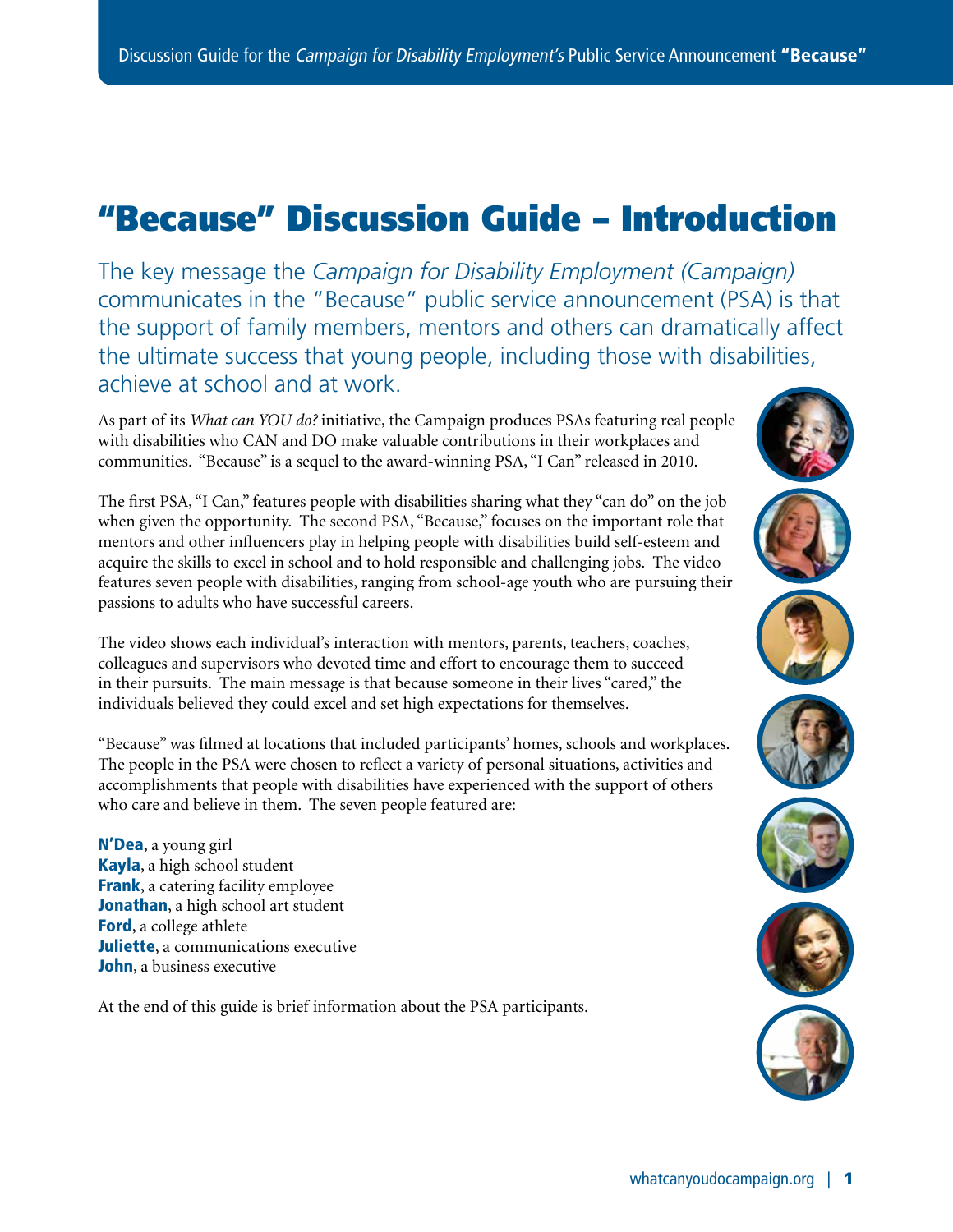# "Because" Discussion Guide – Introduction

The key message the *Campaign for Disability Employment (Campaign)* communicates in the "Because" public service announcement (PSA) is that the support of family members, mentors and others can dramatically affect the ultimate success that young people, including those with disabilities, achieve at school and at work.

As part of its *What can YOU do?* initiative, the Campaign produces PSAs featuring real people with disabilities who CAN and DO make valuable contributions in their workplaces and communities. "Because" is a sequel to the award-winning PSA, "I Can" released in 2010.

The first PSA, "I Can," features people with disabilities sharing what they "can do" on the job when given the opportunity. The second PSA, "Because," focuses on the important role that mentors and other influencers play in helping people with disabilities build self-esteem and acquire the skills to excel in school and to hold responsible and challenging jobs. The video features seven people with disabilities, ranging from school-age youth who are pursuing their passions to adults who have successful careers.

The video shows each individual's interaction with mentors, parents, teachers, coaches, colleagues and supervisors who devoted time and effort to encourage them to succeed in their pursuits. The main message is that because someone in their lives "cared," the individuals believed they could excel and set high expectations for themselves.

"Because" was filmed at locations that included participants' homes, schools and workplaces. The people in the PSA were chosen to reflect a variety of personal situations, activities and accomplishments that people with disabilities have experienced with the support of others who care and believe in them. The seven people featured are:

**N'Dea**, a young girl
**Kayla**, a high school student
**Frank**, a catering facility employee
**Jonathan**, a high school art student
**Ford**, a college athlete
**Juliette**, a communications executive
**John**, a business executive

At the end of this guide is brief information about the PSA participants.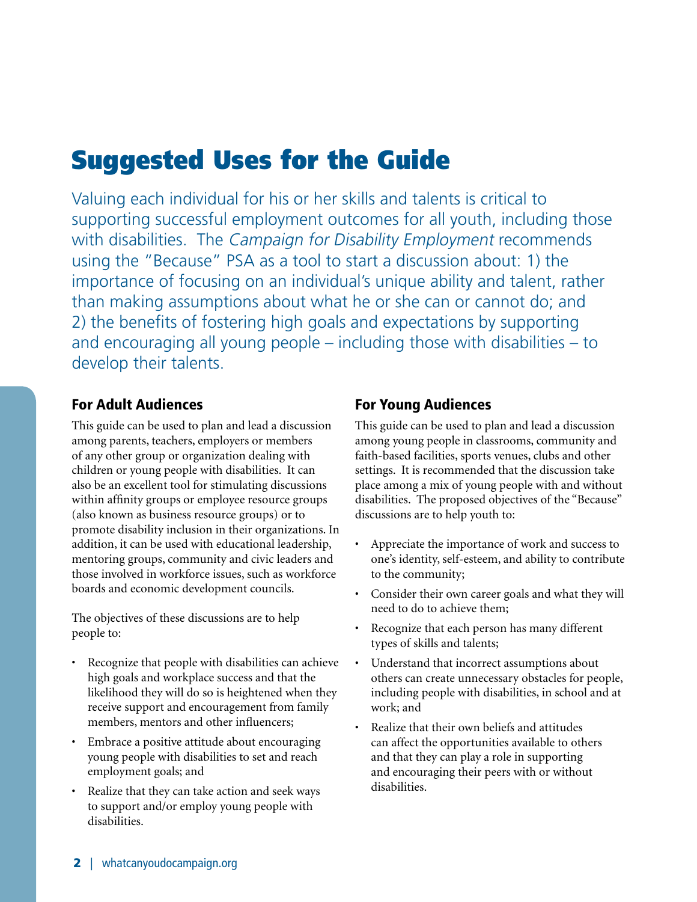# Suggested Uses for the Guide

Valuing each individual for his or her skills and talents is critical to supporting successful employment outcomes for all youth, including those with disabilities. The *Campaign for Disability Employment* recommends using the "Because" PSA as a tool to start a discussion about: 1) the importance of focusing on an individual's unique ability and talent, rather than making assumptions about what he or she can or cannot do; and 2) the benefits of fostering high goals and expectations by supporting and encouraging all young people – including those with disabilities – to develop their talents.

## For Adult Audiences

This guide can be used to plan and lead a discussion among parents, teachers, employers or members of any other group or organization dealing with children or young people with disabilities. It can also be an excellent tool for stimulating discussions within affinity groups or employee resource groups (also known as business resource groups) or to promote disability inclusion in their organizations. In addition, it can be used with educational leadership, mentoring groups, community and civic leaders and those involved in workforce issues, such as workforce boards and economic development councils.

The objectives of these discussions are to help people to:

- Recognize that people with disabilities can achieve high goals and workplace success and that the likelihood they will do so is heightened when they receive support and encouragement from family members, mentors and other influencers;
- Embrace a positive attitude about encouraging young people with disabilities to set and reach employment goals; and
- Realize that they can take action and seek ways to support and/or employ young people with disabilities.

## For Young Audiences

This guide can be used to plan and lead a discussion among young people in classrooms, community and faith-based facilities, sports venues, clubs and other settings. It is recommended that the discussion take place among a mix of young people with and without disabilities. The proposed objectives of the "Because" discussions are to help youth to:

- Appreciate the importance of work and success to one's identity, self-esteem, and ability to contribute to the community;
- Consider their own career goals and what they will need to do to achieve them;
- Recognize that each person has many different types of skills and talents;
- Understand that incorrect assumptions about others can create unnecessary obstacles for people, including people with disabilities, in school and at work; and
- Realize that their own beliefs and attitudes can affect the opportunities available to others and that they can play a role in supporting and encouraging their peers with or without disabilities.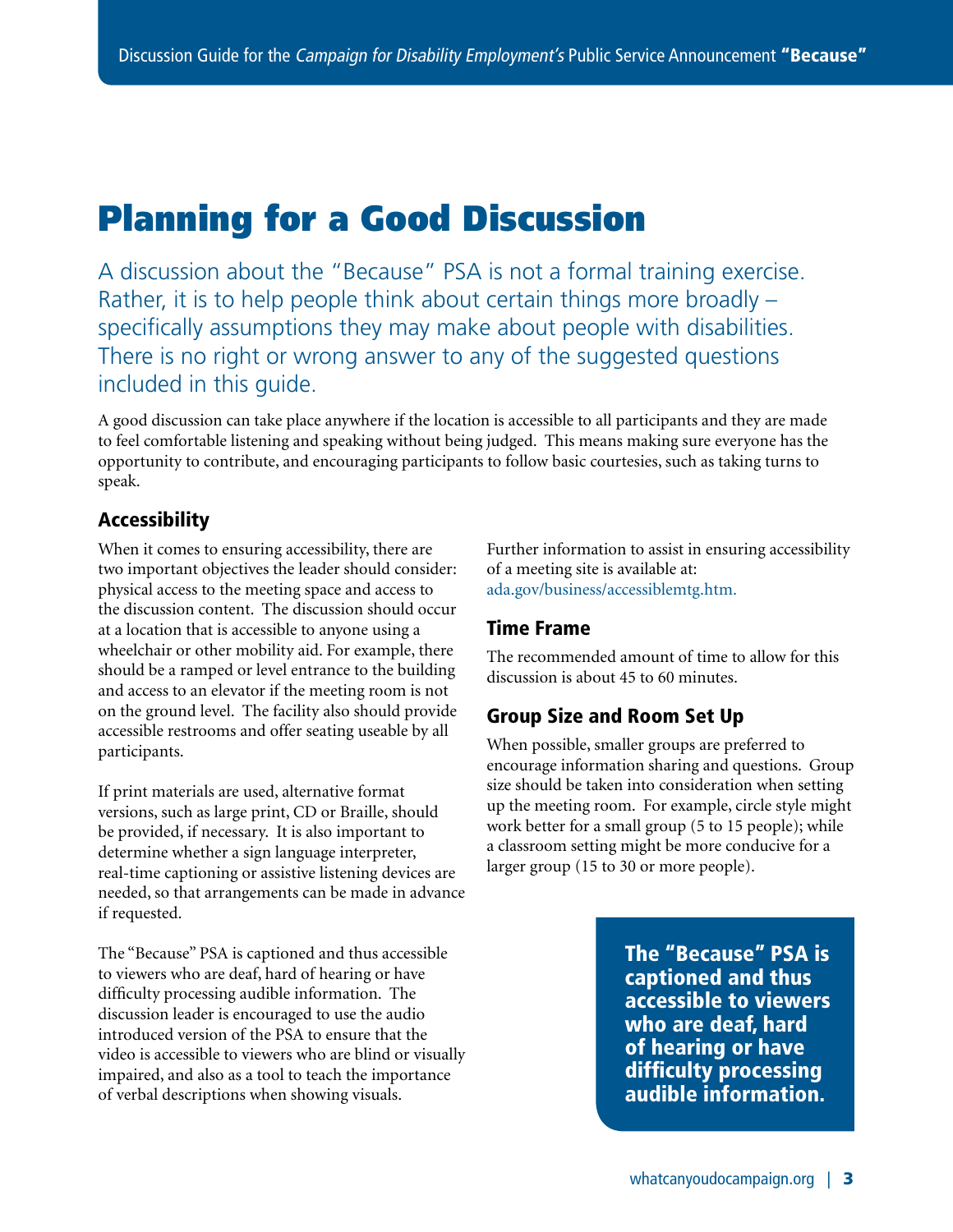# Planning for a Good Discussion

A discussion about the "Because" PSA is not a formal training exercise. Rather, it is to help people think about certain things more broadly – specifically assumptions they may make about people with disabilities. There is no right or wrong answer to any of the suggested questions included in this guide.

A good discussion can take place anywhere if the location is accessible to all participants and they are made to feel comfortable listening and speaking without being judged. This means making sure everyone has the opportunity to contribute, and encouraging participants to follow basic courtesies, such as taking turns to speak.

## Accessibility

When it comes to ensuring accessibility, there are two important objectives the leader should consider: physical access to the meeting space and access to the discussion content. The discussion should occur at a location that is accessible to anyone using a wheelchair or other mobility aid. For example, there should be a ramped or level entrance to the building and access to an elevator if the meeting room is not on the ground level. The facility also should provide accessible restrooms and offer seating useable by all participants.

If print materials are used, alternative format versions, such as large print, CD or Braille, should be provided, if necessary. It is also important to determine whether a sign language interpreter, real-time captioning or assistive listening devices are needed, so that arrangements can be made in advance if requested.

The "Because" PSA is captioned and thus accessible to viewers who are deaf, hard of hearing or have difficulty processing audible information. The discussion leader is encouraged to use the audio introduced version of the PSA to ensure that the video is accessible to viewers who are blind or visually impaired, and also as a tool to teach the importance of verbal descriptions when showing visuals.

Further information to assist in ensuring accessibility of a meeting site is available at: ada.gov/business/accessiblemtg.htm.

## Time Frame

The recommended amount of time to allow for this discussion is about 45 to 60 minutes.

## Group Size and Room Set Up

When possible, smaller groups are preferred to encourage information sharing and questions. Group size should be taken into consideration when setting up the meeting room. For example, circle style might work better for a small group (5 to 15 people); while a classroom setting might be more conducive for a larger group (15 to 30 or more people).

**The "Because" PSA is captioned and thus accessible to viewers who are deaf, hard of hearing or have difficulty processing audible information.**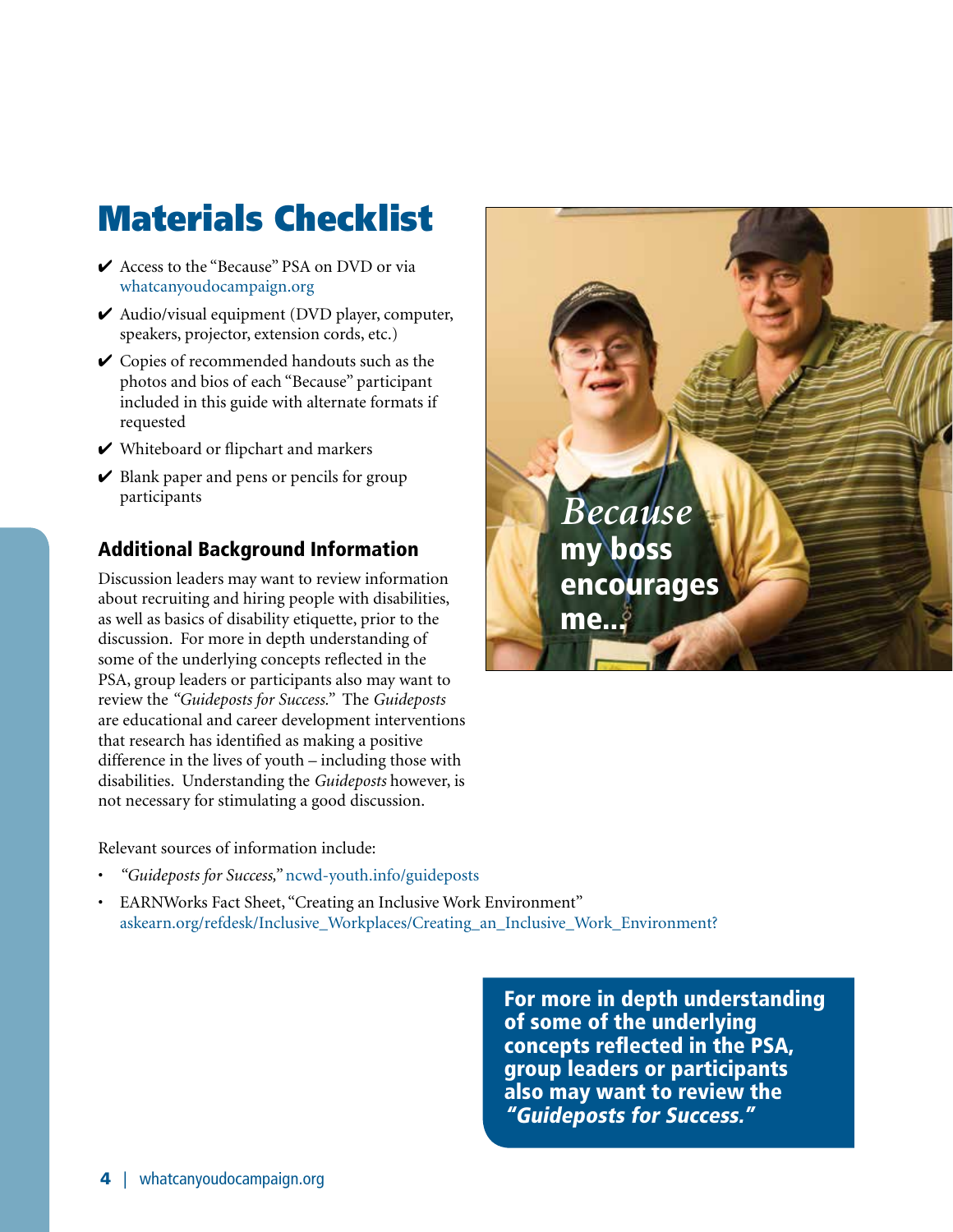# Materials Checklist

- ✔ Access to the "Because" PSA on DVD or via whatcanyoudocampaign.org
- ✔ Audio/visual equipment (DVD player, computer, speakers, projector, extension cords, etc.)
- ✔ Copies of recommended handouts such as the photos and bios of each "Because" participant included in this guide with alternate formats if requested
- ✔ Whiteboard or flipchart and markers
- ✔ Blank paper and pens or pencils for group participants

*Because* **my boss encourages me...**

## Additional Background Information

Discussion leaders may want to review information about recruiting and hiring people with disabilities, as well as basics of disability etiquette, prior to the discussion. For more in depth understanding of some of the underlying concepts reflected in the PSA, group leaders or participants also may want to review the *"Guideposts for Success."* The *Guideposts* are educational and career development interventions that research has identified as making a positive difference in the lives of youth – including those with disabilities. Understanding the *Guideposts* however, is not necessary for stimulating a good discussion.

Relevant sources of information include:

- *"Guideposts for Success,"* ncwd-youth.info/guideposts
- EARNWorks Fact Sheet, "Creating an Inclusive Work Environment" askearn.org/refdesk/Inclusive_Workplaces/Creating_an_Inclusive_Work_Environment?

**For more in depth understanding of some of the underlying concepts reflected in the PSA, group leaders or participants also may want to review the *"Guideposts for Success."***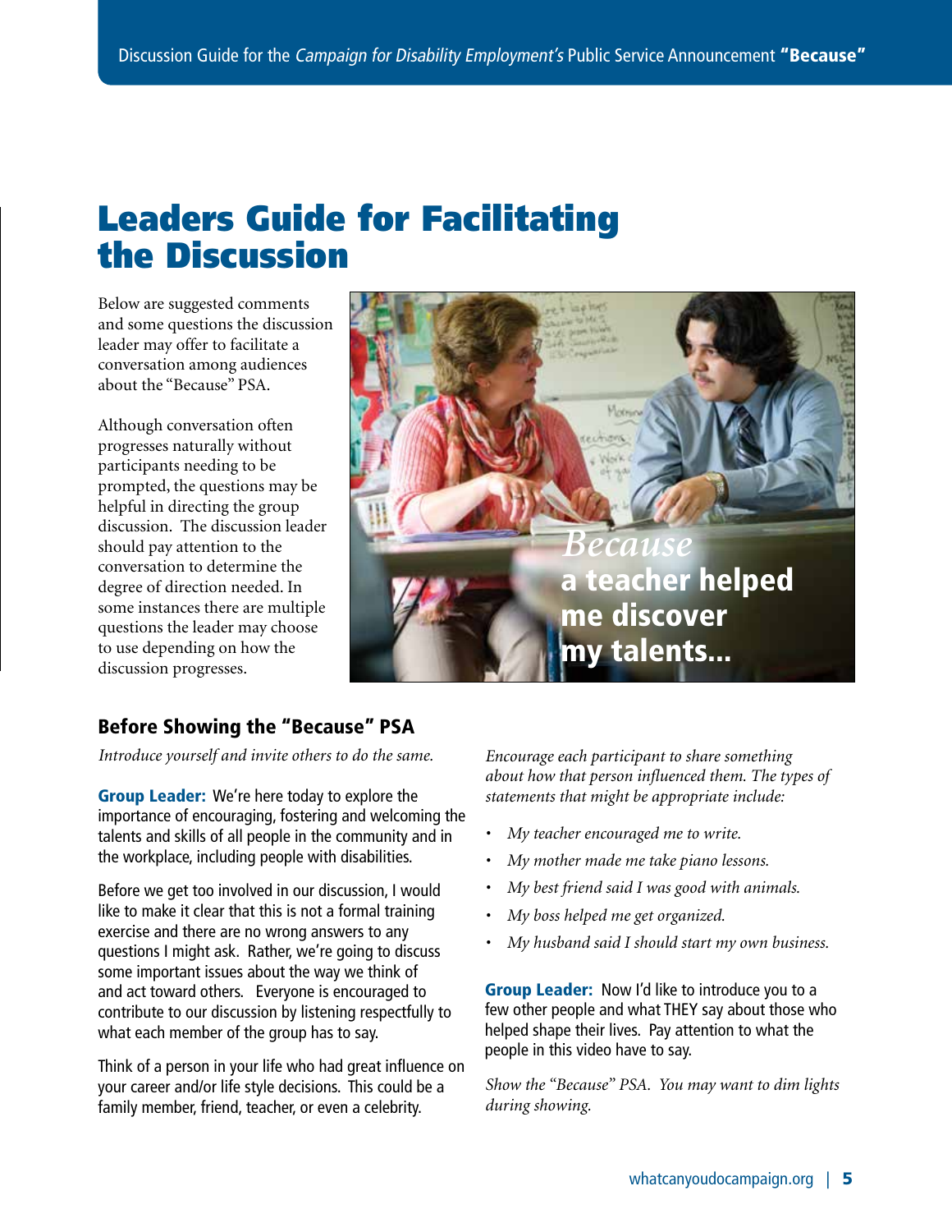# Leaders Guide for Facilitating the Discussion

Below are suggested comments and some questions the discussion leader may offer to facilitate a conversation among audiences about the "Because" PSA.

Although conversation often progresses naturally without participants needing to be prompted, the questions may be helpful in directing the group discussion. The discussion leader should pay attention to the conversation to determine the degree of direction needed. In some instances there are multiple questions the leader may choose to use depending on how the discussion progresses.

## Before Showing the "Because" PSA

*Introduce yourself and invite others to do the same.*

**Group Leader:** We're here today to explore the importance of encouraging, fostering and welcoming the talents and skills of all people in the community and in the workplace, including people with disabilities.

Before we get too involved in our discussion, I would like to make it clear that this is not a formal training exercise and there are no wrong answers to any questions I might ask. Rather, we're going to discuss some important issues about the way we think of and act toward others. Everyone is encouraged to contribute to our discussion by listening respectfully to what each member of the group has to say.

Think of a person in your life who had great influence on your career and/or life style decisions. This could be a family member, friend, teacher, or even a celebrity.

*Encourage each participant to share something about how that person influenced them. The types of statements that might be appropriate include:*

- *My teacher encouraged me to write.*
- *My mother made me take piano lessons.*
- *My best friend said I was good with animals.*
- *My boss helped me get organized.*
- *My husband said I should start my own business.*

**Group Leader:** Now I'd like to introduce you to a few other people and what THEY say about those who helped shape their lives. Pay attention to what the people in this video have to say.

*Show the "Because" PSA. You may want to dim lights during showing.*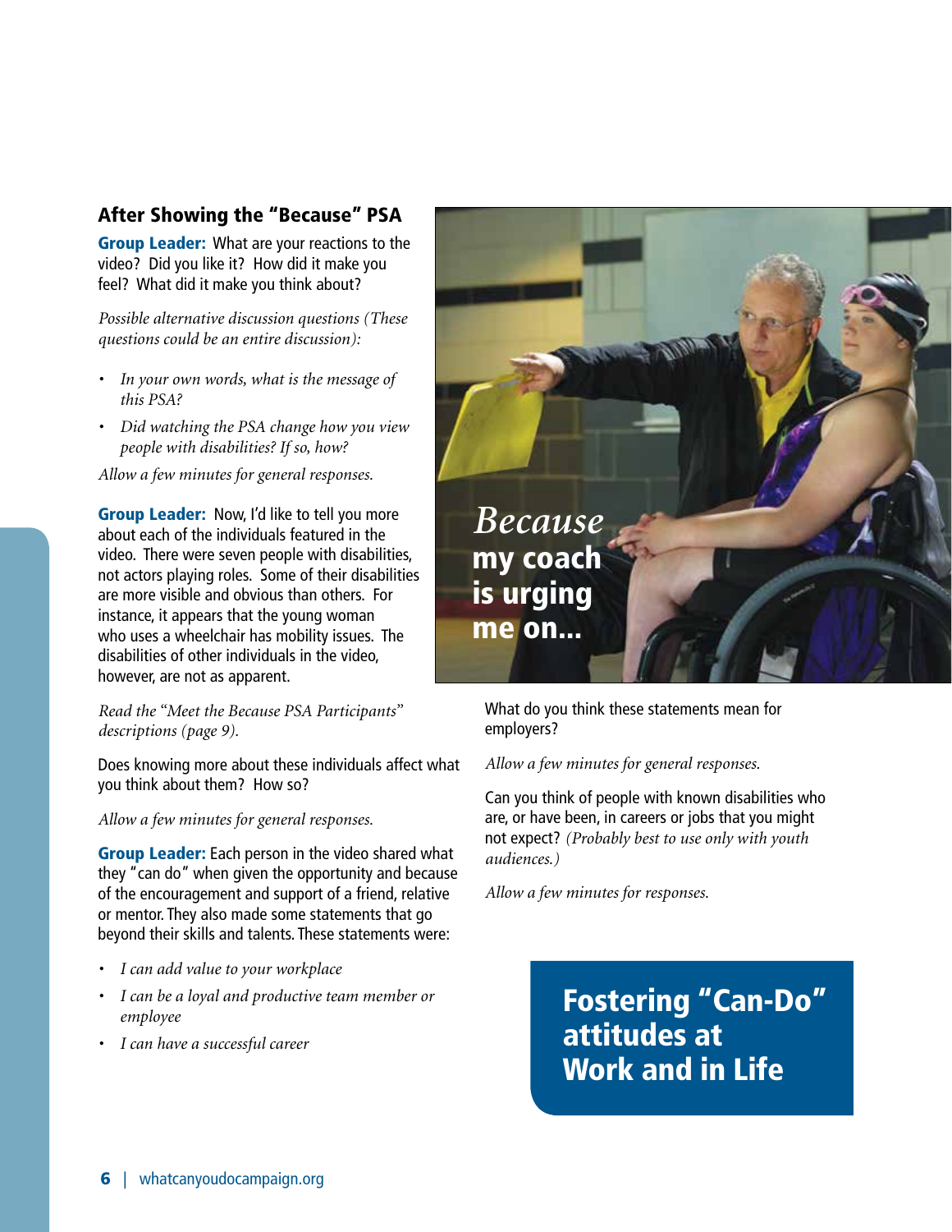## After Showing the "Because" PSA

**Group Leader:** What are your reactions to the video? Did you like it? How did it make you feel? What did it make you think about?

*Possible alternative discussion questions (These questions could be an entire discussion):*

- *In your own words, what is the message of this PSA?*
- *Did watching the PSA change how you view people with disabilities? If so, how?*

*Allow a few minutes for general responses.*

**Group Leader:** Now, I'd like to tell you more about each of the individuals featured in the video. There were seven people with disabilities, not actors playing roles. Some of their disabilities are more visible and obvious than others. For instance, it appears that the young woman who uses a wheelchair has mobility issues. The disabilities of other individuals in the video, however, are not as apparent.

*Read the "Meet the Because PSA Participants" descriptions (page 9).*

Does knowing more about these individuals affect what you think about them? How so?

*Allow a few minutes for general responses.*

**Group Leader:** Each person in the video shared what they "can do" when given the opportunity and because of the encouragement and support of a friend, relative or mentor. They also made some statements that go beyond their skills and talents. These statements were:

- *I can add value to your workplace*
- *I can be a loyal and productive team member or employee*
- *I can have a successful career*

*Because* **my coach is urging me on...**

What do you think these statements mean for employers?

*Allow a few minutes for general responses.*

Can you think of people with known disabilities who are, or have been, in careers or jobs that you might not expect? *(Probably best to use only with youth audiences.)*

*Allow a few minutes for responses.*

## Fostering "Can-Do" attitudes at Work and in Life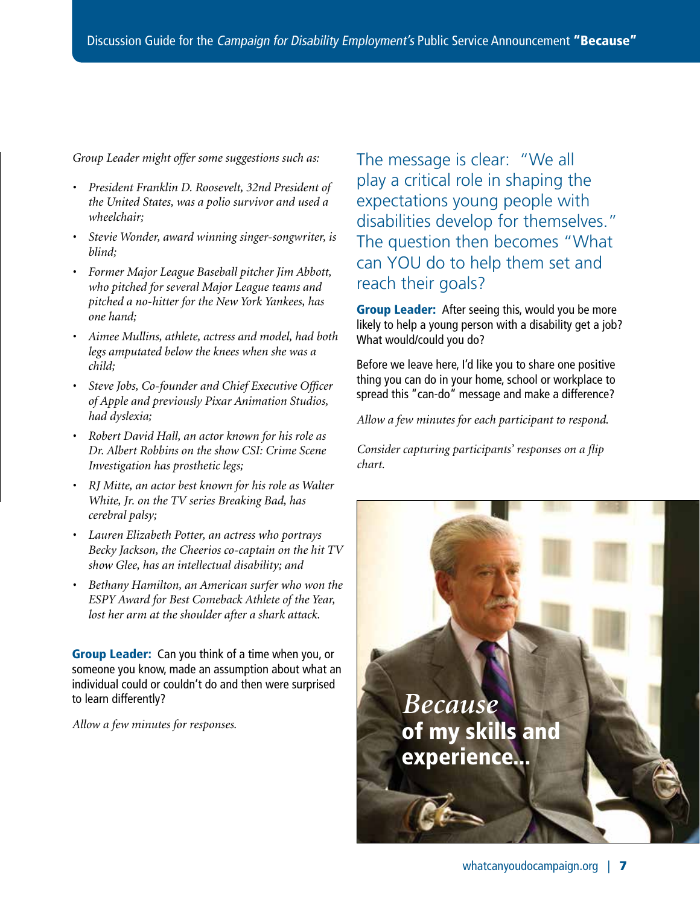*Group Leader might offer some suggestions such as:*

- *President Franklin D. Roosevelt, 32nd President of the United States, was a polio survivor and used a wheelchair;*
- *Stevie Wonder, award winning singer-songwriter, is blind;*
- *Former Major League Baseball pitcher Jim Abbott, who pitched for several Major League teams and pitched a no-hitter for the New York Yankees, has one hand;*
- *Aimee Mullins, athlete, actress and model, had both legs amputated below the knees when she was a child;*
- *Steve Jobs, Co-founder and Chief Executive Officer of Apple and previously Pixar Animation Studios, had dyslexia;*
- *Robert David Hall, an actor known for his role as Dr. Albert Robbins on the show CSI: Crime Scene Investigation has prosthetic legs;*
- *RJ Mitte, an actor best known for his role as Walter White, Jr. on the TV series Breaking Bad, has cerebral palsy;*
- *Lauren Elizabeth Potter, an actress who portrays Becky Jackson, the Cheerios co-captain on the hit TV show Glee, has an intellectual disability; and*
- *Bethany Hamilton, an American surfer who won the ESPY Award for Best Comeback Athlete of the Year, lost her arm at the shoulder after a shark attack.*

**Group Leader:** Can you think of a time when you, or someone you know, made an assumption about what an individual could or couldn't do and then were surprised to learn differently?

*Allow a few minutes for responses.*

The message is clear: "We all play a critical role in shaping the expectations young people with disabilities develop for themselves." The question then becomes "What can YOU do to help them set and reach their goals?

**Group Leader:** After seeing this, would you be more likely to help a young person with a disability get a job? What would/could you do?

Before we leave here, I'd like you to share one positive thing you can do in your home, school or workplace to spread this "can-do" message and make a difference?

*Allow a few minutes for each participant to respond.*

*Consider capturing participants' responses on a flip chart.*

*Because* **of my skills and experience...**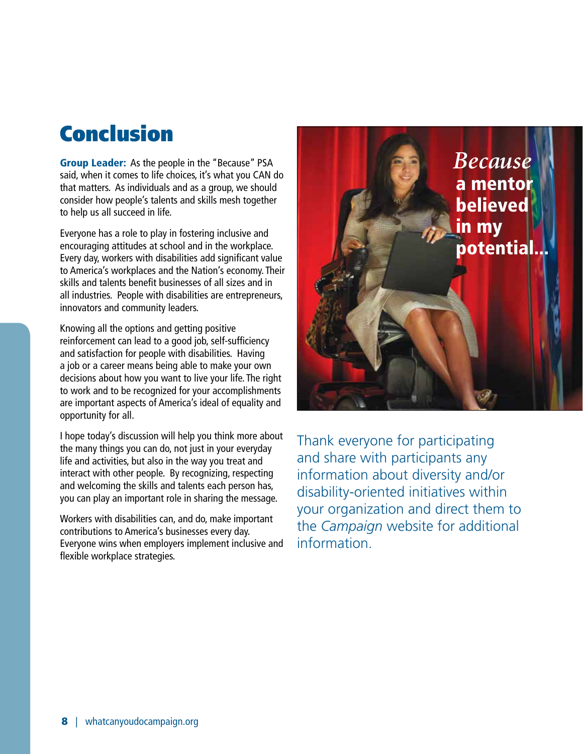# Conclusion

**Group Leader:** As the people in the "Because" PSA said, when it comes to life choices, it's what you CAN do that matters. As individuals and as a group, we should consider how people's talents and skills mesh together to help us all succeed in life.

Everyone has a role to play in fostering inclusive and encouraging attitudes at school and in the workplace. Every day, workers with disabilities add significant value to America's workplaces and the Nation's economy. Their skills and talents benefit businesses of all sizes and in all industries. People with disabilities are entrepreneurs, innovators and community leaders.

Knowing all the options and getting positive reinforcement can lead to a good job, self-sufficiency and satisfaction for people with disabilities. Having a job or a career means being able to make your own decisions about how you want to live your life. The right to work and to be recognized for your accomplishments are important aspects of America's ideal of equality and opportunity for all.

I hope today's discussion will help you think more about the many things you can do, not just in your everyday life and activities, but also in the way you treat and interact with other people. By recognizing, respecting and welcoming the skills and talents each person has, you can play an important role in sharing the message.

Workers with disabilities can, and do, make important contributions to America's businesses every day. Everyone wins when employers implement inclusive and flexible workplace strategies.

*Because* **a mentor believed in my potential...**

Thank everyone for participating and share with participants any information about diversity and/or disability-oriented initiatives within your organization and direct them to the *Campaign* website for additional information.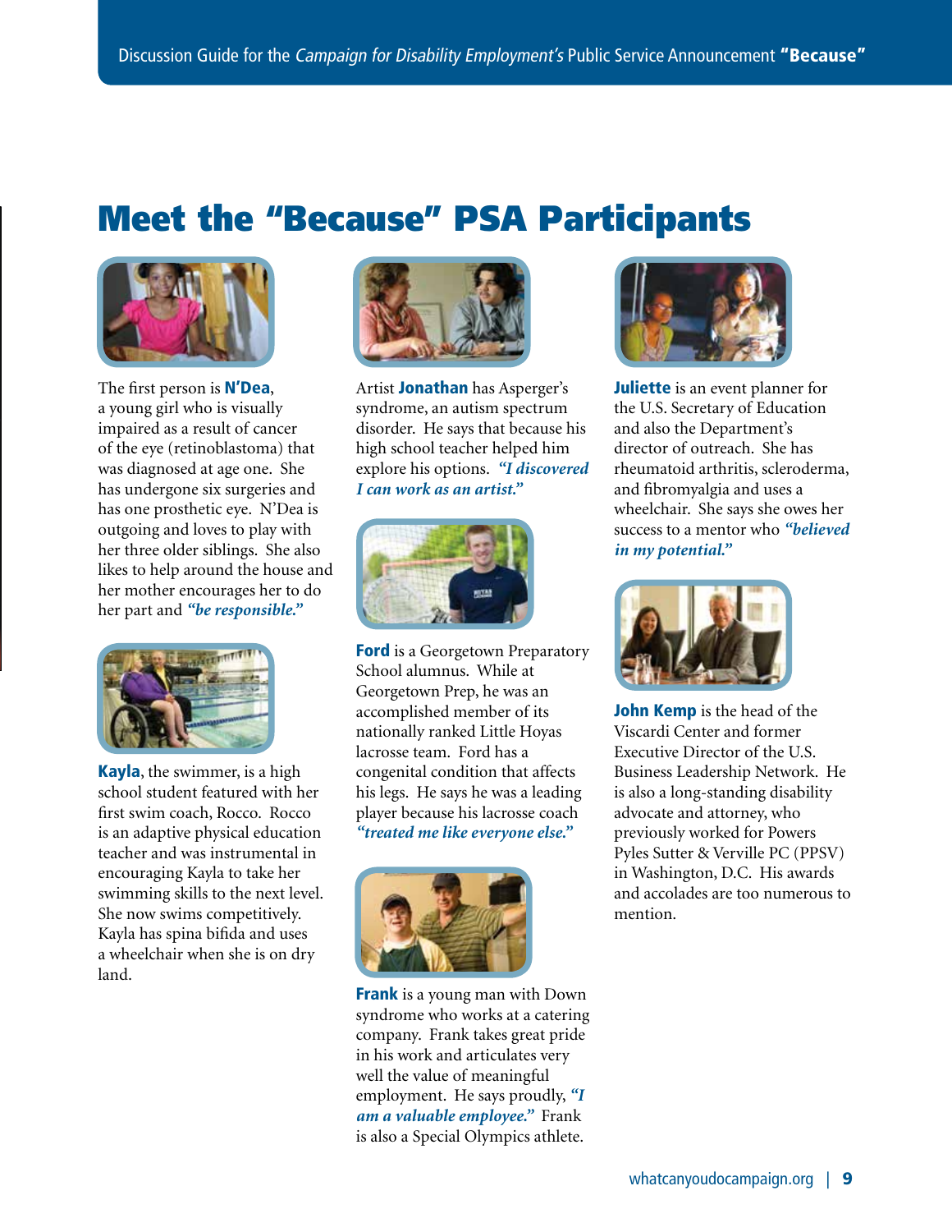# Meet the "Because" PSA Participants

The first person is **N'Dea**, a young girl who is visually impaired as a result of cancer of the eye (retinoblastoma) that was diagnosed at age one. She has undergone six surgeries and has one prosthetic eye. N'Dea is outgoing and loves to play with her three older siblings. She also likes to help around the house and her mother encourages her to do her part and ***"be responsible."***

**Kayla**, the swimmer, is a high school student featured with her first swim coach, Rocco. Rocco is an adaptive physical education teacher and was instrumental in encouraging Kayla to take her swimming skills to the next level. She now swims competitively. Kayla has spina bifida and uses a wheelchair when she is on dry land.

Artist **Jonathan** has Asperger's syndrome, an autism spectrum disorder. He says that because his high school teacher helped him explore his options. ***"I discovered I can work as an artist."***

**Ford** is a Georgetown Preparatory School alumnus. While at Georgetown Prep, he was an accomplished member of its nationally ranked Little Hoyas lacrosse team. Ford has a congenital condition that affects his legs. He says he was a leading player because his lacrosse coach ***"treated me like everyone else."***

**Frank** is a young man with Down syndrome who works at a catering company. Frank takes great pride in his work and articulates very well the value of meaningful employment. He says proudly, ***"I am a valuable employee."*** Frank is also a Special Olympics athlete.

**Juliette** is an event planner for the U.S. Secretary of Education and also the Department's director of outreach. She has rheumatoid arthritis, scleroderma, and fibromyalgia and uses a wheelchair. She says she owes her success to a mentor who ***"believed in my potential."***

**John Kemp** is the head of the Viscardi Center and former Executive Director of the U.S. Business Leadership Network. He is also a long-standing disability advocate and attorney, who previously worked for Powers Pyles Sutter & Verville PC (PPSV) in Washington, D.C. His awards and accolades are too numerous to mention.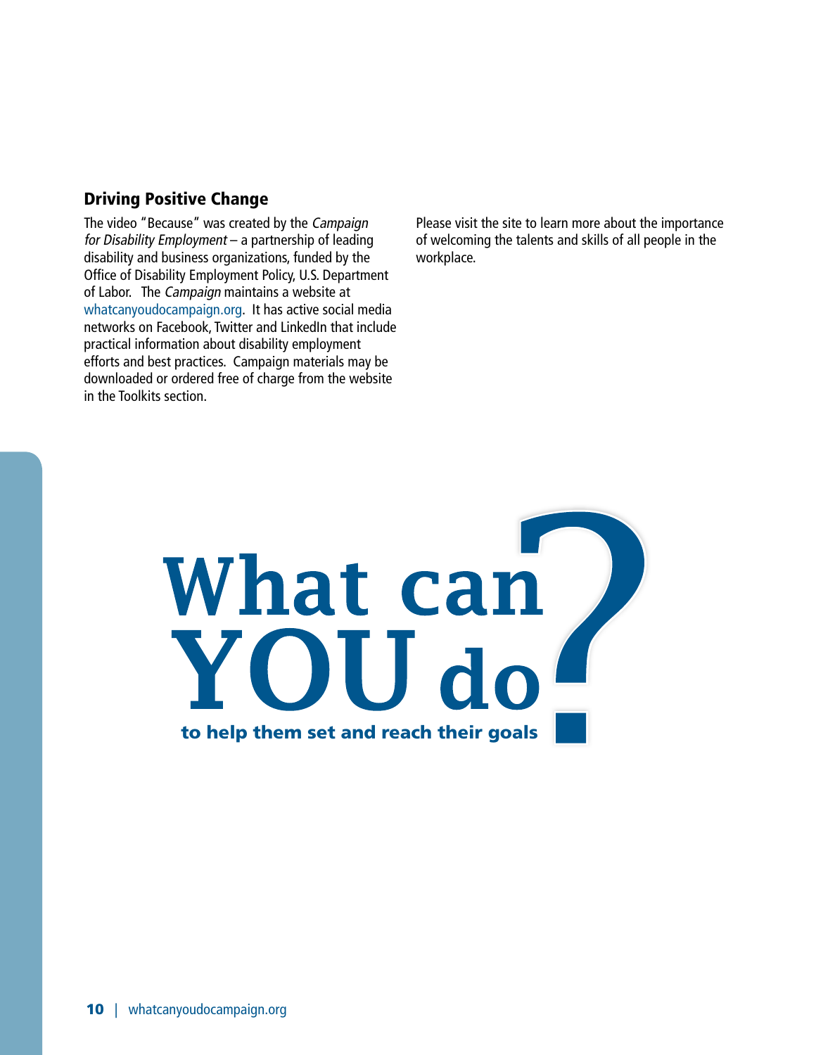## Driving Positive Change

The video "Because" was created by the *Campaign for Disability Employment* – a partnership of leading disability and business organizations, funded by the Office of Disability Employment Policy, U.S. Department of Labor. The *Campaign* maintains a website at whatcanyoudocampaign.org. It has active social media networks on Facebook, Twitter and LinkedIn that include practical information about disability employment efforts and best practices. Campaign materials may be downloaded or ordered free of charge from the website in the Toolkits section.

Please visit the site to learn more about the importance of welcoming the talents and skills of all people in the workplace.

**What can YOU do?**

**to help them set and reach their goals**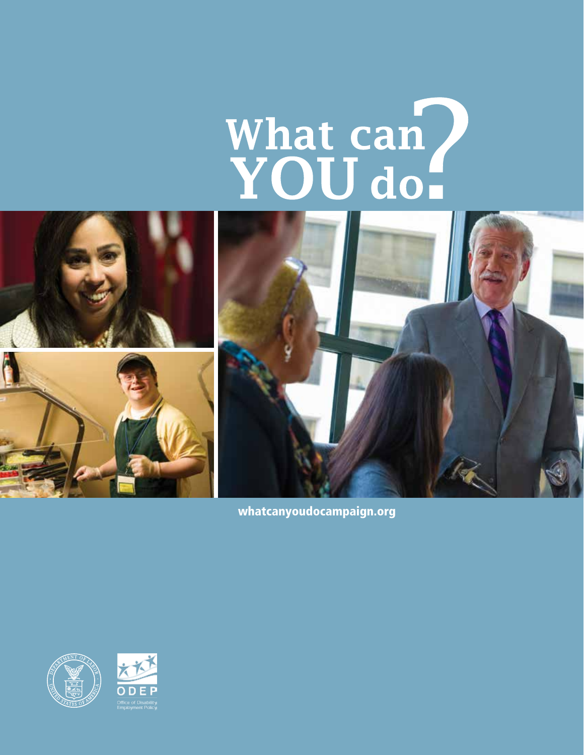# What can YOU do?

whatcanyoudocampaign.org

ODEP

Office of Disability Employment Policy